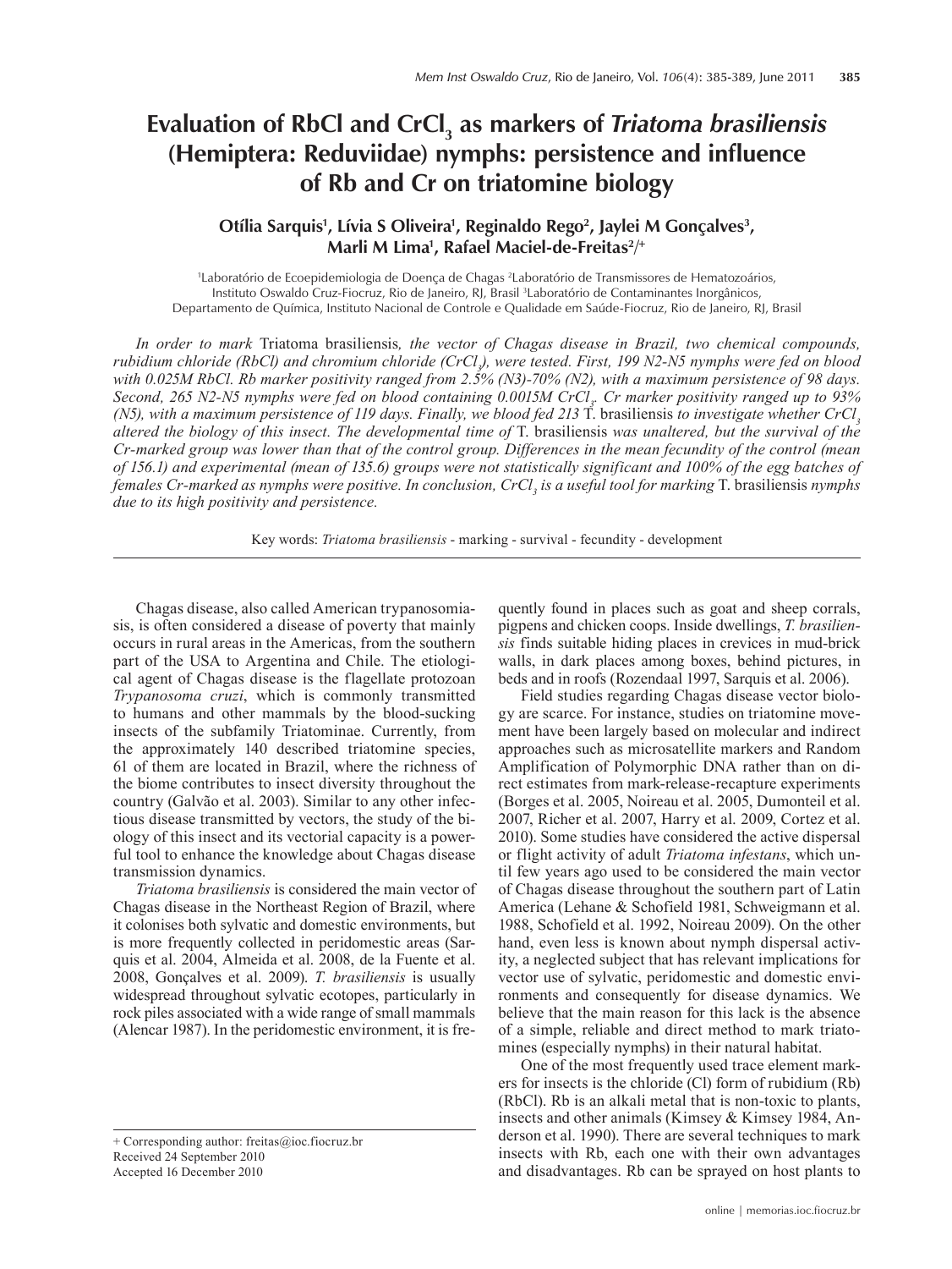# Evaluation of RbCl and $CrCl_3$ as markers of *Triatoma brasiliensis* (Hemiptera: Reduviidae) nymphs: persistence and influence of Rb and Cr on triatomine biology

**Otília Sarquis[1], Lívia S Oliveira[1], Reginaldo Rego[2], Jaylei M Gonçalves[3], Marli M Lima[1], Rafael Maciel-de-Freitas[2]/+**

[1]Laboratório de Ecoepidemiologia de Doença de Chagas [2]Laboratório de Transmissores de Hematozoários, Instituto Oswaldo Cruz-Fiocruz, Rio de Janeiro, RJ, Brasil [3]Laboratório de Contaminantes Inorgânicos, Departamento de Química, Instituto Nacional de Controle e Qualidade em Saúde-Fiocruz, Rio de Janeiro, RJ, Brasil

*In order to mark* Triatoma brasiliensis*, the vector of Chagas disease in Brazil, two chemical compounds, rubidium chloride (RbCl) and chromium chloride ($CrCl_3$), were tested. First, 199 N2-N5 nymphs were fed on blood with 0.025M RbCl. Rb marker positivity ranged from 2.5% (N3)-70% (N2), with a maximum persistence of 98 days. Second, 265 N2-N5 nymphs were fed on blood containing 0.0015M $CrCl_3$. Cr marker positivity ranged up to 93% (N5), with a maximum persistence of 119 days. Finally, we blood fed 213* T. brasiliensis *to investigate whether $CrCl_3$ altered the biology of this insect. The developmental time of* T. brasiliensis *was unaltered, but the survival of the Cr-marked group was lower than that of the control group. Differences in the mean fecundity of the control (mean of 156.1) and experimental (mean of 135.6) groups were not statistically significant and 100% of the egg batches of females Cr-marked as nymphs were positive. In conclusion, $CrCl_3$ is a useful tool for marking* T. brasiliensis *nymphs due to its high positivity and persistence.*

Key words: *Triatoma brasiliensis* - marking - survival - fecundity - development

Chagas disease, also called American trypanosomiasis, is often considered a disease of poverty that mainly occurs in rural areas in the Americas, from the southern part of the USA to Argentina and Chile. The etiological agent of Chagas disease is the flagellate protozoan *Trypanosoma cruzi*, which is commonly transmitted to humans and other mammals by the blood-sucking insects of the subfamily Triatominae. Currently, from the approximately 140 described triatomine species, 61 of them are located in Brazil, where the richness of the biome contributes to insect diversity throughout the country (Galvão et al. 2003). Similar to any other infectious disease transmitted by vectors, the study of the biology of this insect and its vectorial capacity is a powerful tool to enhance the knowledge about Chagas disease transmission dynamics.

*Triatoma brasiliensis* is considered the main vector of Chagas disease in the Northeast Region of Brazil, where it colonises both sylvatic and domestic environments, but is more frequently collected in peridomestic areas (Sarquis et al. 2004, Almeida et al. 2008, de la Fuente et al. 2008, Gonçalves et al. 2009). *T. brasiliensis* is usually widespread throughout sylvatic ecotopes, particularly in rock piles associated with a wide range of small mammals (Alencar 1987). In the peridomestic environment, it is frequently found in places such as goat and sheep corrals, pigpens and chicken coops. Inside dwellings, *T. brasiliensis* finds suitable hiding places in crevices in mud-brick walls, in dark places among boxes, behind pictures, in beds and in roofs (Rozendaal 1997, Sarquis et al. 2006).

Field studies regarding Chagas disease vector biology are scarce. For instance, studies on triatomine movement have been largely based on molecular and indirect approaches such as microsatellite markers and Random Amplification of Polymorphic DNA rather than on direct estimates from mark-release-recapture experiments (Borges et al. 2005, Noireau et al. 2005, Dumonteil et al. 2007, Richer et al. 2007, Harry et al. 2009, Cortez et al. 2010). Some studies have considered the active dispersal or flight activity of adult *Triatoma infestans*, which until few years ago used to be considered the main vector of Chagas disease throughout the southern part of Latin America (Lehane & Schofield 1981, Schweigmann et al. 1988, Schofield et al. 1992, Noireau 2009). On the other hand, even less is known about nymph dispersal activity, a neglected subject that has relevant implications for vector use of sylvatic, peridomestic and domestic environments and consequently for disease dynamics. We believe that the main reason for this lack is the absence of a simple, reliable and direct method to mark triatomines (especially nymphs) in their natural habitat.

One of the most frequently used trace element markers for insects is the chloride (Cl) form of rubidium (Rb) (RbCl). Rb is an alkali metal that is non-toxic to plants, insects and other animals (Kimsey & Kimsey 1984, Anderson et al. 1990). There are several techniques to mark insects with Rb, each one with their own advantages and disadvantages. Rb can be sprayed on host plants to

+ Corresponding author: freitas@ioc.fiocruz.br
Received 24 September 2010
Accepted 16 December 2010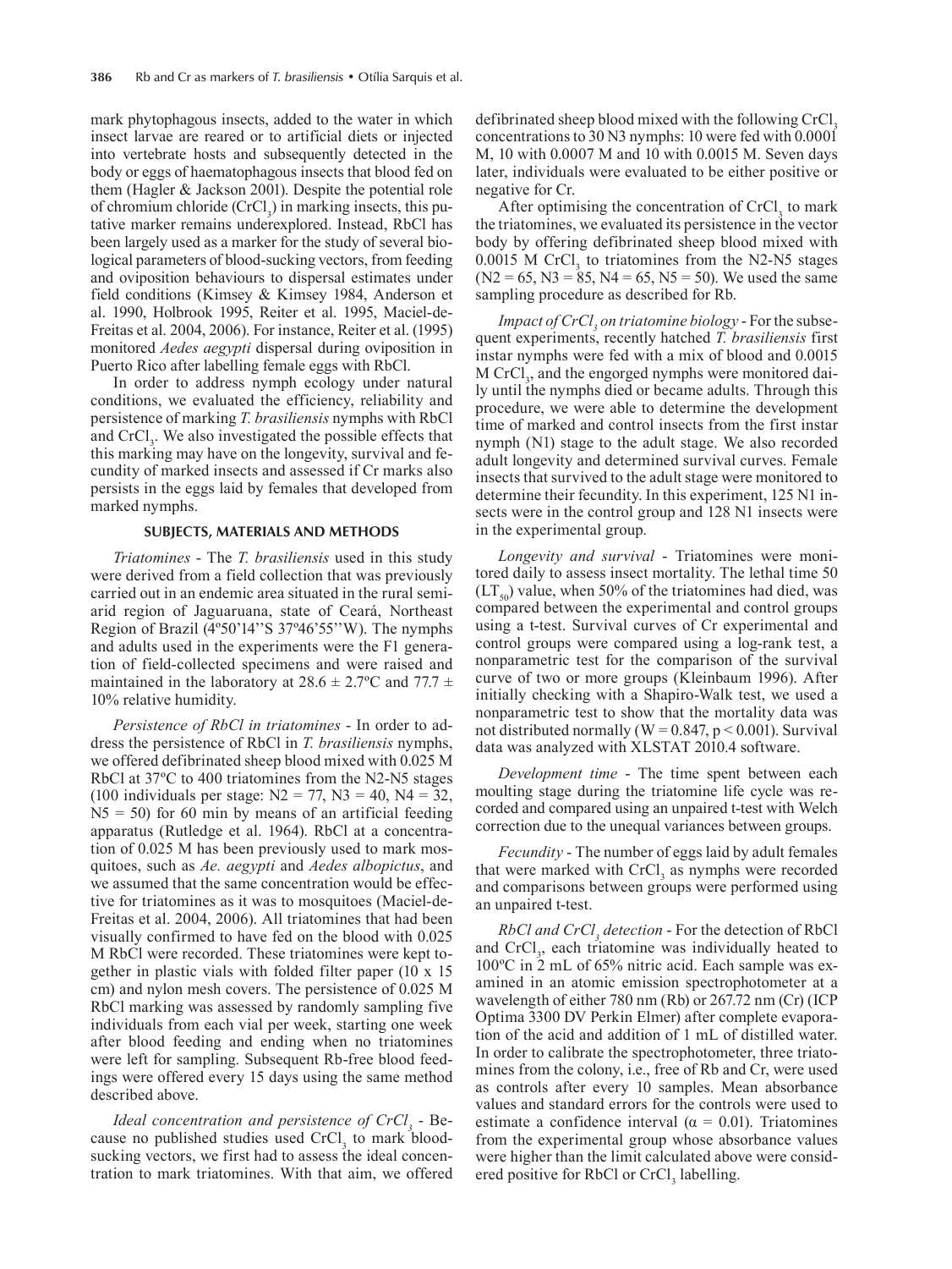mark phytophagous insects, added to the water in which insect larvae are reared or to artificial diets or injected into vertebrate hosts and subsequently detected in the body or eggs of haematophagous insects that blood fed on them (Hagler & Jackson 2001). Despite the potential role of chromium chloride ($CrCl_3$) in marking insects, this putative marker remains underexplored. Instead, RbCl has been largely used as a marker for the study of several biological parameters of blood-sucking vectors, from feeding and oviposition behaviours to dispersal estimates under field conditions (Kimsey & Kimsey 1984, Anderson et al. 1990, Holbrook 1995, Reiter et al. 1995, Maciel-de-Freitas et al. 2004, 2006). For instance, Reiter et al. (1995) monitored *Aedes aegypti* dispersal during oviposition in Puerto Rico after labelling female eggs with RbCl.

In order to address nymph ecology under natural conditions, we evaluated the efficiency, reliability and persistence of marking *T. brasiliensis* nymphs with RbCl and $CrCl_3$. We also investigated the possible effects that this marking may have on the longevity, survival and fecundity of marked insects and assessed if Cr marks also persists in the eggs laid by females that developed from marked nymphs.

## SUBJECTS, MATERIALS AND METHODS

*Triatomines* - The *T. brasiliensis* used in this study were derived from a field collection that was previously carried out in an endemic area situated in the rural semi-arid region of Jaguaruana, state of Ceará, Northeast Region of Brazil (4º50'14''S 37º46'55''W). The nymphs and adults used in the experiments were the F1 generation of field-collected specimens and were raised and maintained in the laboratory at 28.6 ± 2.7ºC and 77.7 ± 10% relative humidity.

*Persistence of RbCl in triatomines* - In order to address the persistence of RbCl in *T. brasiliensis* nymphs, we offered defibrinated sheep blood mixed with 0.025 M RbCl at 37ºC to 400 triatomines from the N2-N5 stages (100 individuals per stage: N2 = 77, N3 = 40, N4 = 32, N5 = 50) for 60 min by means of an artificial feeding apparatus (Rutledge et al. 1964). RbCl at a concentration of 0.025 M has been previously used to mark mosquitoes, such as *Ae. aegypti* and *Aedes albopictus*, and we assumed that the same concentration would be effective for triatomines as it was to mosquitoes (Maciel-de-Freitas et al. 2004, 2006). All triatomines that had been visually confirmed to have fed on the blood with 0.025 M RbCl were recorded. These triatomines were kept together in plastic vials with folded filter paper (10 x 15 cm) and nylon mesh covers. The persistence of 0.025 M RbCl marking was assessed by randomly sampling five individuals from each vial per week, starting one week after blood feeding and ending when no triatomines were left for sampling. Subsequent Rb-free blood feedings were offered every 15 days using the same method described above.

*Ideal concentration and persistence of $CrCl_3$* - Because no published studies used $CrCl_3$ to mark blood-sucking vectors, we first had to assess the ideal concentration to mark triatomines. With that aim, we offered defibrinated sheep blood mixed with the following $CrCl_3$ concentrations to 30 N3 nymphs: 10 were fed with 0.0001 M, 10 with 0.0007 M and 10 with 0.0015 M. Seven days later, individuals were evaluated to be either positive or negative for Cr.

After optimising the concentration of $CrCl_3$ to mark the triatomines, we evaluated its persistence in the vector body by offering defibrinated sheep blood mixed with 0.0015 M $CrCl_3$ to triatomines from the N2-N5 stages (N2 = 65, N3 = 85, N4 = 65, N5 = 50). We used the same sampling procedure as described for Rb.

*Impact of $CrCl_3$ on triatomine biology* - For the subsequent experiments, recently hatched *T. brasiliensis* first instar nymphs were fed with a mix of blood and 0.0015 M $CrCl_3$, and the engorged nymphs were monitored daily until the nymphs died or became adults. Through this procedure, we were able to determine the development time of marked and control insects from the first instar nymph (N1) stage to the adult stage. We also recorded adult longevity and determined survival curves. Female insects that survived to the adult stage were monitored to determine their fecundity. In this experiment, 125 N1 insects were in the control group and 128 N1 insects were in the experimental group.

*Longevity and survival* - Triatomines were monitored daily to assess insect mortality. The lethal time 50 ($LT_{50}$) value, when 50% of the triatomines had died, was compared between the experimental and control groups using a t-test. Survival curves of Cr experimental and control groups were compared using a log-rank test, a nonparametric test for the comparison of the survival curve of two or more groups (Kleinbaum 1996). After initially checking with a Shapiro-Walk test, we used a nonparametric test to show that the mortality data was not distributed normally ($W = 0.847$, $p < 0.001$). Survival data was analyzed with XLSTAT 2010.4 software.

*Development time* - The time spent between each moulting stage during the triatomine life cycle was recorded and compared using an unpaired t-test with Welch correction due to the unequal variances between groups.

*Fecundity* - The number of eggs laid by adult females that were marked with $CrCl_3$ as nymphs were recorded and comparisons between groups were performed using an unpaired t-test.

*RbCl and $CrCl_3$ detection* - For the detection of RbCl and $CrCl_3$, each triatomine was individually heated to 100ºC in 2 mL of 65% nitric acid. Each sample was examined in an atomic emission spectrophotometer at a wavelength of either 780 nm (Rb) or 267.72 nm (Cr) (ICP Optima 3300 DV Perkin Elmer) after complete evaporation of the acid and addition of 1 mL of distilled water. In order to calibrate the spectrophotometer, three triatomines from the colony, i.e., free of Rb and Cr, were used as controls after every 10 samples. Mean absorbance values and standard errors for the controls were used to estimate a confidence interval ($\alpha = 0.01$). Triatomines from the experimental group whose absorbance values were higher than the limit calculated above were considered positive for RbCl or $CrCl_3$ labelling.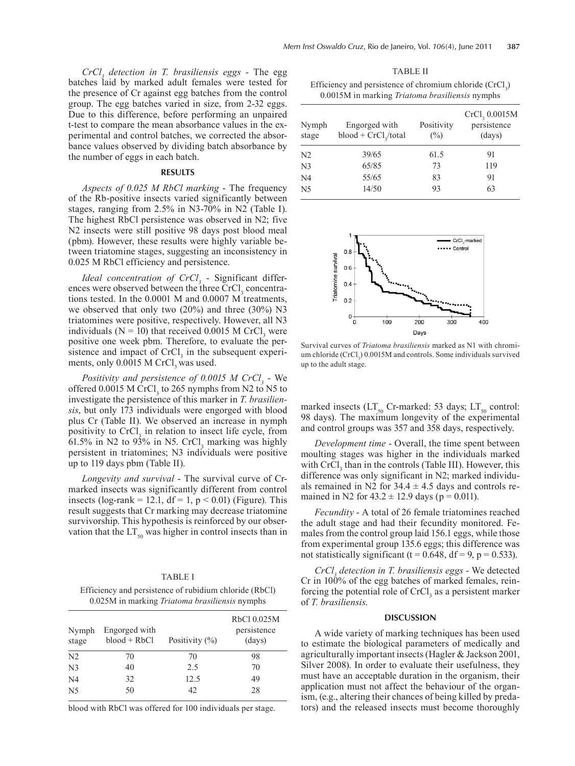*$CrCl_3$ detection in T. brasiliensis eggs* - The egg batches laid by marked adult females were tested for the presence of Cr against egg batches from the control group. The egg batches varied in size, from 2-32 eggs. Due to this difference, before performing an unpaired t-test to compare the mean absorbance values in the experimental and control batches, we corrected the absorbance values observed by dividing batch absorbance by the number of eggs in each batch.

## RESULTS

*Aspects of 0.025 M RbCl marking* - The frequency of the Rb-positive insects varied significantly between stages, ranging from 2.5% in N3-70% in N2 (Table I). The highest RbCl persistence was observed in N2; five N2 insects were still positive 98 days post blood meal (pbm). However, these results were highly variable between triatomine stages, suggesting an inconsistency in 0.025 M RbCl efficiency and persistence.

*Ideal concentration of $CrCl_3$* - Significant differences were observed between the three $CrCl_3$ concentrations tested. In the 0.0001 M and 0.0007 M treatments, we observed that only two (20%) and three (30%) N3 triatomines were positive, respectively. However, all N3 individuals (N = 10) that received 0.0015 M $CrCl_3$ were positive one week pbm. Therefore, to evaluate the persistence and impact of $CrCl_3$ in the subsequent experiments, only 0.0015 M $CrCl_3$ was used.

*Positivity and persistence of 0.0015 M $CrCl_3$* - We offered 0.0015 M $CrCl_3$ to 265 nymphs from N2 to N5 to investigate the persistence of this marker in *T. brasiliensis*, but only 173 individuals were engorged with blood plus Cr (Table II). We observed an increase in nymph positivity to $CrCl_3$ in relation to insect life cycle, from 61.5% in N2 to 93% in N5. $CrCl_3$ marking was highly persistent in triatomines; N3 individuals were positive up to 119 days pbm (Table II).

*Longevity and survival* - The survival curve of Cr-marked insects was significantly different from control insects (log-rank = 12.1, df = 1, $p < 0.01$) (Figure). This result suggests that Cr marking may decrease triatomine survivorship. This hypothesis is reinforced by our observation that the $LT_{50}$ was higher in control insects than in marked insects ($LT_{50}$ Cr-marked: 53 days; $LT_{50}$ control: 98 days). The maximum longevity of the experimental and control groups was 357 and 358 days, respectively.

TABLE I

Efficiency and persistence of rubidium chloride (RbCl) 0.025M in marking *Triatoma brasiliensis* nymphs

| Nymph stage | Engorged with blood + RbCl | Positivity (%) | RbCl 0.025M persistence (days) |
|---|---|---|---|
| N2 | 70 | 70 | 98 |
| N3 | 40 | 2.5 | 70 |
| N4 | 32 | 12.5 | 49 |
| N5 | 50 | 42 | 28 |

blood with RbCl was offered for 100 individuals per stage.

TABLE II

Efficiency and persistence of chromium chloride ($CrCl_3$) 0.0015M in marking *Triatoma brasiliensis* nymphs

| Nymph stage | Engorged with blood + $CrCl_3$/total | Positivity (%) | $CrCl_3$ 0.0015M persistence (days) |
|---|---|---|---|
| N2 | 39/65 | 61.5 | 91 |
| N3 | 65/85 | 73 | 119 |
| N4 | 55/65 | 83 | 91 |
| N5 | 14/50 | 93 | 63 |

Survival curves of *Triatoma brasiliensis* marked as N1 with chromium chloride ($CrCl_3$) 0.0015M and controls. Some individuals survived up to the adult stage.

*Development time* - Overall, the time spent between moulting stages was higher in the individuals marked with $CrCl_3$ than in the controls (Table III). However, this difference was only significant in N2; marked individuals remained in N2 for 34.4 ± 4.5 days and controls remained in N2 for 43.2 ± 12.9 days ($p = 0.011$).

*Fecundity* - A total of 26 female triatomines reached the adult stage and had their fecundity monitored. Females from the control group laid 156.1 eggs, while those from experimental group 135.6 eggs; this difference was not statistically significant ($t = 0.648$, df = 9, $p = 0.533$).

*$CrCl_3$ detection in T. brasiliensis eggs* - We detected Cr in 100% of the egg batches of marked females, reinforcing the potential role of $CrCl_3$ as a persistent marker of *T. brasiliensis*.

## DISCUSSION

A wide variety of marking techniques has been used to estimate the biological parameters of medically and agriculturally important insects (Hagler & Jackson 2001, Silver 2008). In order to evaluate their usefulness, they must have an acceptable duration in the organism, their application must not affect the behaviour of the organism, (e.g., altering their chances of being killed by predators) and the released insects must become thoroughly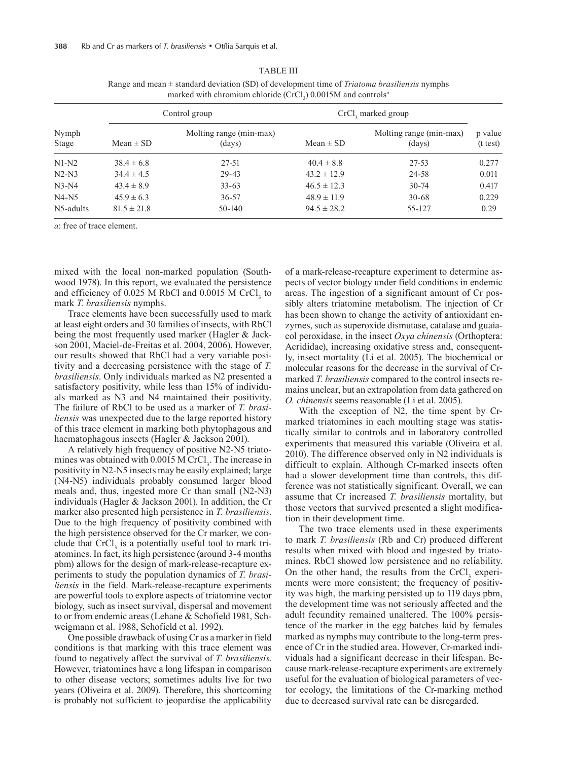TABLE III

Range and mean ± standard deviation (SD) of development time of *Triatoma brasiliensis* nymphs marked with chromium chloride ($CrCl_3$) 0.0015M and controls[a]

| Nymph Stage | Control group | | $CrCl_3$ marked group | | p value (t test) |
|---|---|---|---|---|---|
| | Mean ± SD | Molting range (min-max) (days) | Mean ± SD | Molting range (min-max) (days) | |
| N1-N2 | 38.4 ± 6.8 | 27-51 | 40.4 ± 8.8 | 27-53 | 0.277 |
| N2-N3 | 34.4 ± 4.5 | 29-43 | 43.2 ± 12.9 | 24-58 | 0.011 |
| N3-N4 | 43.4 ± 8.9 | 33-63 | 46.5 ± 12.3 | 30-74 | 0.417 |
| N4-N5 | 45.9 ± 6.3 | 36-57 | 48.9 ± 11.9 | 30-68 | 0.229 |
| N5-adults | 81.5 ± 21.8 | 50-140 | 94.5 ± 28.2 | 55-127 | 0.29 |

*a*: free of trace element.

mixed with the local non-marked population (Southwood 1978). In this report, we evaluated the persistence and efficiency of 0.025 M RbCl and 0.0015 M $CrCl_3$ to mark *T. brasiliensis* nymphs.

Trace elements have been successfully used to mark at least eight orders and 30 families of insects, with RbCl being the most frequently used marker (Hagler & Jackson 2001, Maciel-de-Freitas et al. 2004, 2006). However, our results showed that RbCl had a very variable positivity and a decreasing persistence with the stage of *T. brasiliensis*. Only individuals marked as N2 presented a satisfactory positivity, while less than 15% of individuals marked as N3 and N4 maintained their positivity. The failure of RbCl to be used as a marker of *T. brasiliensis* was unexpected due to the large reported history of this trace element in marking both phytophagous and haematophagous insects (Hagler & Jackson 2001).

A relatively high frequency of positive N2-N5 triatomines was obtained with 0.0015 M $CrCl_3$. The increase in positivity in N2-N5 insects may be easily explained; large (N4-N5) individuals probably consumed larger blood meals and, thus, ingested more Cr than small (N2-N3) individuals (Hagler & Jackson 2001). In addition, the Cr marker also presented high persistence in *T. brasiliensis*. Due to the high frequency of positivity combined with the high persistence observed for the Cr marker, we conclude that $CrCl_3$ is a potentially useful tool to mark triatomines. In fact, its high persistence (around 3-4 months pbm) allows for the design of mark-release-recapture experiments to study the population dynamics of *T. brasiliensis* in the field. Mark-release-recapture experiments are powerful tools to explore aspects of triatomine vector biology, such as insect survival, dispersal and movement to or from endemic areas (Lehane & Schofield 1981, Schweigmann et al. 1988, Schofield et al. 1992).

One possible drawback of using Cr as a marker in field conditions is that marking with this trace element was found to negatively affect the survival of *T. brasiliensis*. However, triatomines have a long lifespan in comparison to other disease vectors; sometimes adults live for two years (Oliveira et al. 2009). Therefore, this shortcoming is probably not sufficient to jeopardise the applicability of a mark-release-recapture experiment to determine aspects of vector biology under field conditions in endemic areas. The ingestion of a significant amount of Cr possibly alters triatomine metabolism. The injection of Cr has been shown to change the activity of antioxidant enzymes, such as superoxide dismutase, catalase and guaiacol peroxidase, in the insect *Oxya chinensis* (Orthoptera: Acrididae), increasing oxidative stress and, consequently, insect mortality (Li et al. 2005). The biochemical or molecular reasons for the decrease in the survival of Cr-marked *T. brasiliensis* compared to the control insects remains unclear, but an extrapolation from data gathered on *O. chinensis* seems reasonable (Li et al. 2005).

With the exception of N2, the time spent by Cr-marked triatomines in each moulting stage was statistically similar to controls and in laboratory controlled experiments that measured this variable (Oliveira et al. 2010). The difference observed only in N2 individuals is difficult to explain. Although Cr-marked insects often had a slower development time than controls, this difference was not statistically significant. Overall, we can assume that Cr increased *T. brasiliensis* mortality, but those vectors that survived presented a slight modification in their development time.

The two trace elements used in these experiments to mark *T. brasiliensis* (Rb and Cr) produced different results when mixed with blood and ingested by triatomines. RbCl showed low persistence and no reliability. On the other hand, the results from the $CrCl_3$ experiments were more consistent; the frequency of positivity was high, the marking persisted up to 119 days pbm, the development time was not seriously affected and the adult fecundity remained unaltered. The 100% persistence of the marker in the egg batches laid by females marked as nymphs may contribute to the long-term presence of Cr in the studied area. However, Cr-marked individuals had a significant decrease in their lifespan. Because mark-release-recapture experiments are extremely useful for the evaluation of biological parameters of vector ecology, the limitations of the Cr-marking method due to decreased survival rate can be disregarded.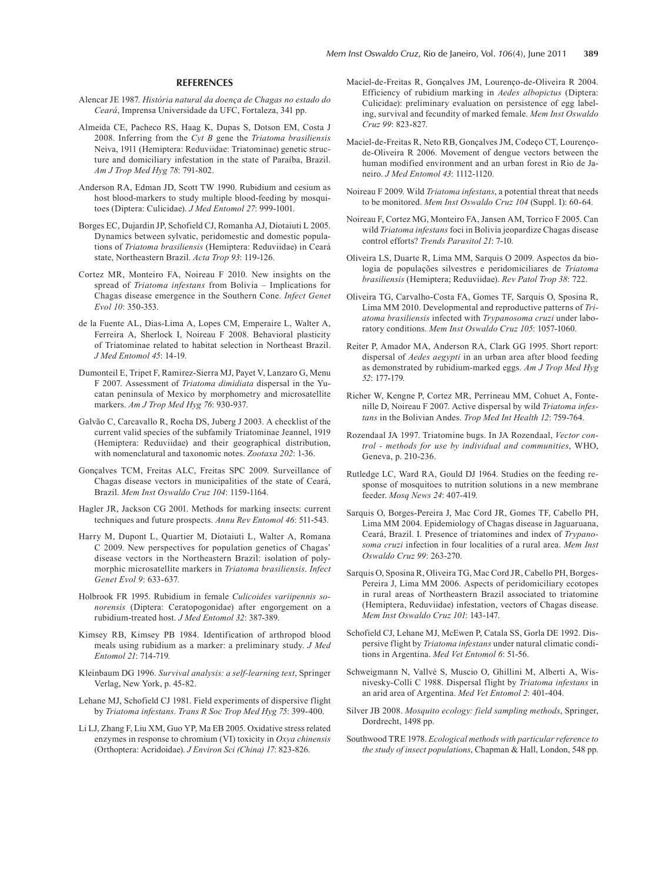## REFERENCES

Alencar JE 1987. *História natural da doença de Chagas no estado do Ceará*, Imprensa Universidade da UFC, Fortaleza, 341 pp.

Almeida CE, Pacheco RS, Haag K, Dupas S, Dotson EM, Costa J 2008. Inferring from the *Cyt B* gene the *Triatoma brasiliensis* Neiva, 1911 (Hemiptera: Reduviidae: Triatominae) genetic structure and domiciliary infestation in the state of Paraíba, Brazil. *Am J Trop Med Hyg 78*: 791-802.

Anderson RA, Edman JD, Scott TW 1990. Rubidium and cesium as host blood-markers to study multiple blood-feeding by mosquitoes (Diptera: Culicidae). *J Med Entomol 27*: 999-1001.

Borges EC, Dujardin JP, Schofield CJ, Romanha AJ, Diotaiuti L 2005. Dynamics between sylvatic, peridomestic and domestic populations of *Triatoma brasiliensis* (Hemiptera: Reduviidae) in Ceará state, Northeastern Brazil. *Acta Trop 93*: 119-126.

Cortez MR, Monteiro FA, Noireau F 2010. New insights on the spread of *Triatoma infestans* from Bolivia – Implications for Chagas disease emergence in the Southern Cone. *Infect Genet Evol 10*: 350-353.

de la Fuente AL, Dias-Lima A, Lopes CM, Emperaire L, Walter A, Ferreira A, Sherlock I, Noireau F 2008. Behavioral plasticity of Triatominae related to habitat selection in Northeast Brazil. *J Med Entomol 45*: 14-19.

Dumonteil E, Tripet F, Ramirez-Sierra MJ, Payet V, Lanzaro G, Menu F 2007. Assessment of *Triatoma dimidiata* dispersal in the Yucatan peninsula of Mexico by morphometry and microsatellite markers. *Am J Trop Med Hyg 76*: 930-937.

Galvão C, Carcavallo R, Rocha DS, Juberg J 2003. A checklist of the current valid species of the subfamily Triatominae Jeannel, 1919 (Hemiptera: Reduviidae) and their geographical distribution, with nomenclatural and taxonomic notes. *Zootaxa 202*: 1-36.

Gonçalves TCM, Freitas ALC, Freitas SPC 2009. Surveillance of Chagas disease vectors in municipalities of the state of Ceará, Brazil. *Mem Inst Oswaldo Cruz 104*: 1159-1164.

Hagler JR, Jackson CG 2001. Methods for marking insects: current techniques and future prospects. *Annu Rev Entomol 46*: 511-543.

Harry M, Dupont L, Quartier M, Diotaiuti L, Walter A, Romana C 2009. New perspectives for population genetics of Chagas' disease vectors in the Northeastern Brazil: isolation of polymorphic microsatellite markers in *Triatoma brasiliensis*. *Infect Genet Evol 9*: 633-637.

Holbrook FR 1995. Rubidium in female *Culicoides variipennis sonorensis* (Diptera: Ceratopogonidae) after engorgement on a rubidium-treated host. *J Med Entomol 32*: 387-389.

Kimsey RB, Kimsey PB 1984. Identification of arthropod blood meals using rubidium as a marker: a preliminary study. *J Med Entomol 21*: 714-719.

Kleinbaum DG 1996. *Survival analysis: a self-learning text*, Springer Verlag, New York, p. 45-82.

Lehane MJ, Schofield CJ 1981. Field experiments of dispersive flight by *Triatoma infestans*. *Trans R Soc Trop Med Hyg 75*: 399-400.

Li LJ, Zhang F, Liu XM, Guo YP, Ma EB 2005. Oxidative stress related enzymes in response to chromium (VI) toxicity in *Oxya chinensis* (Orthoptera: Acridoidae). *J Environ Sci (China) 17*: 823-826.

Maciel-de-Freitas R, Gonçalves JM, Lourenço-de-Oliveira R 2004. Efficiency of rubidium marking in *Aedes albopictus* (Diptera: Culicidae): preliminary evaluation on persistence of egg labeling, survival and fecundity of marked female. *Mem Inst Oswaldo Cruz 99*: 823-827.

Maciel-de-Freitas R, Neto RB, Gonçalves JM, Codeço CT, Lourenço-de-Oliveira R 2006. Movement of dengue vectors between the human modified environment and an urban forest in Rio de Janeiro. *J Med Entomol 43*: 1112-1120.

Noireau F 2009. Wild *Triatoma infestans*, a potential threat that needs to be monitored. *Mem Inst Oswaldo Cruz 104* (Suppl. I): 60-64.

Noireau F, Cortez MG, Monteiro FA, Jansen AM, Torrico F 2005. Can wild *Triatoma infestans* foci in Bolivia jeopardize Chagas disease control efforts? *Trends Parasitol 21*: 7-10.

Oliveira LS, Duarte R, Lima MM, Sarquis O 2009. Aspectos da biologia de populações silvestres e peridomiciliares de *Triatoma brasiliensis* (Hemiptera; Reduviidae). *Rev Patol Trop 38*: 722.

Oliveira TG, Carvalho-Costa FA, Gomes TF, Sarquis O, Sposina R, Lima MM 2010. Developmental and reproductive patterns of *Triatoma brasiliensis* infected with *Trypanosoma cruzi* under laboratory conditions. *Mem Inst Oswaldo Cruz 105*: 1057-1060.

Reiter P, Amador MA, Anderson RA, Clark GG 1995. Short report: dispersal of *Aedes aegypti* in an urban area after blood feeding as demonstrated by rubidium-marked eggs. *Am J Trop Med Hyg 52*: 177-179.

Richer W, Kengne P, Cortez MR, Perrineau MM, Cohuet A, Fontenille D, Noireau F 2007. Active dispersal by wild *Triatoma infestans* in the Bolivian Andes. *Trop Med Int Health 12*: 759-764.

Rozendaal JA 1997. Triatomine bugs. In JA Rozendaal, *Vector control - methods for use by individual and communities*, WHO, Geneva, p. 210-236.

Rutledge LC, Ward RA, Gould DJ 1964. Studies on the feeding response of mosquitoes to nutrition solutions in a new membrane feeder. *Mosq News 24*: 407-419.

Sarquis O, Borges-Pereira J, Mac Cord JR, Gomes TF, Cabello PH, Lima MM 2004. Epidemiology of Chagas disease in Jaguaruana, Ceará, Brazil. I. Presence of triatomines and index of *Trypanosoma cruzi* infection in four localities of a rural area. *Mem Inst Oswaldo Cruz 99*: 263-270.

Sarquis O, Sposina R, Oliveira TG, Mac Cord JR, Cabello PH, Borges-Pereira J, Lima MM 2006. Aspects of peridomiciliary ecotopes in rural areas of Northeastern Brazil associated to triatomine (Hemiptera, Reduviidae) infestation, vectors of Chagas disease. *Mem Inst Oswaldo Cruz 101*: 143-147.

Schofield CJ, Lehane MJ, McEwen P, Catala SS, Gorla DE 1992. Dispersive flight by *Triatoma infestans* under natural climatic conditions in Argentina. *Med Vet Entomol 6*: 51-56.

Schweigmann N, Vallvé S, Muscio O, Ghillini M, Alberti A, Wisnivesky-Colli C 1988. Dispersal flight by *Triatoma infestans* in an arid area of Argentina. *Med Vet Entomol 2*: 401-404.

Silver JB 2008. *Mosquito ecology: field sampling methods*, Springer, Dordrecht, 1498 pp.

Southwood TRE 1978. *Ecological methods with particular reference to the study of insect populations*, Chapman & Hall, London, 548 pp.